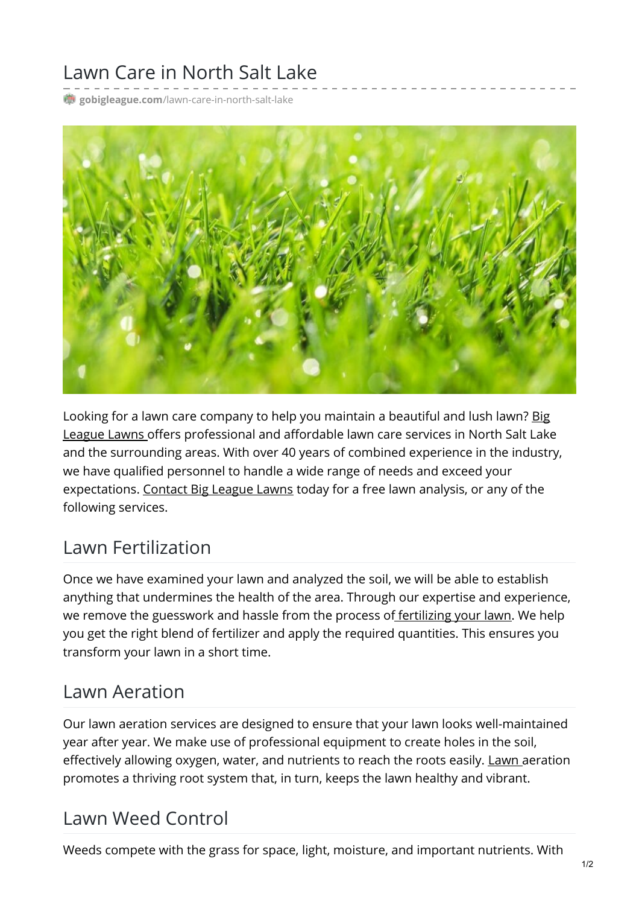# Lawn Care in North Salt Lake

gobigleague.com/lawn-care-in-north-salt-lake

Looking for a lawn care company to help you maintain a beautiful and lush lawn? Big League Lawns offers professional and affordable lawn care services in North Salt Lake and the surrounding areas. With over 40 years of combined experience in the industry, we have qualified personnel to handle a wide range of needs and exceed your expectations. Contact Big League Lawns today for a free lawn analysis, or any of the following services.

## Lawn Fertilization

Once we have examined your lawn and analyzed the soil, we will be able to establish anything that undermines the health of the area. Through our expertise and experience, we remove the guesswork and hassle from the process of fertilizing your lawn. We help you get the right blend of fertilizer and apply the required quantities. This ensures you transform your lawn in a short time.

## Lawn Aeration

Our lawn aeration services are designed to ensure that your lawn looks well-maintained year after year. We make use of professional equipment to create holes in the soil, effectively allowing oxygen, water, and nutrients to reach the roots easily. Lawn aeration promotes a thriving root system that, in turn, keeps the lawn healthy and vibrant.

## Lawn Weed Control

Weeds compete with the grass for space, light, moisture, and important nutrients. With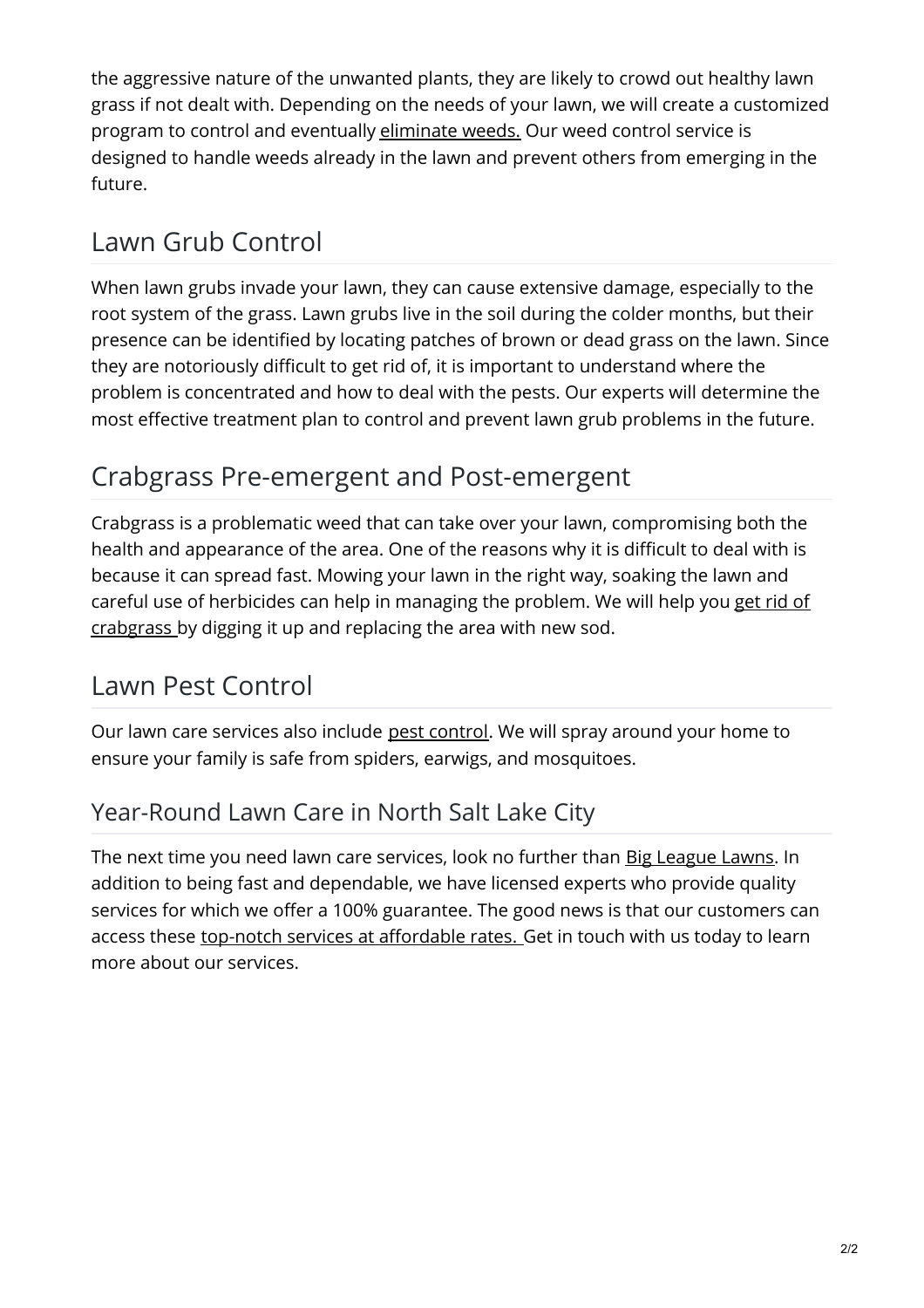the aggressive nature of the unwanted plants, they are likely to crowd out healthy lawn grass if not dealt with. Depending on the needs of your lawn, we will create a customized program to control and eventually eliminate weeds. Our weed control service is designed to handle weeds already in the lawn and prevent others from emerging in the future.

## Lawn Grub Control

When lawn grubs invade your lawn, they can cause extensive damage, especially to the root system of the grass. Lawn grubs live in the soil during the colder months, but their presence can be identified by locating patches of brown or dead grass on the lawn. Since they are notoriously difficult to get rid of, it is important to understand where the problem is concentrated and how to deal with the pests. Our experts will determine the most effective treatment plan to control and prevent lawn grub problems in the future.

## Crabgrass Pre-emergent and Post-emergent

Crabgrass is a problematic weed that can take over your lawn, compromising both the health and appearance of the area. One of the reasons why it is difficult to deal with is because it can spread fast. Mowing your lawn in the right way, soaking the lawn and careful use of herbicides can help in managing the problem. We will help you get rid of crabgrass by digging it up and replacing the area with new sod.

## Lawn Pest Control

Our lawn care services also include pest control. We will spray around your home to ensure your family is safe from spiders, earwigs, and mosquitoes.

### Year-Round Lawn Care in North Salt Lake City

The next time you need lawn care services, look no further than Big League Lawns. In addition to being fast and dependable, we have licensed experts who provide quality services for which we offer a 100% guarantee. The good news is that our customers can access these top-notch services at affordable rates. Get in touch with us today to learn more about our services.